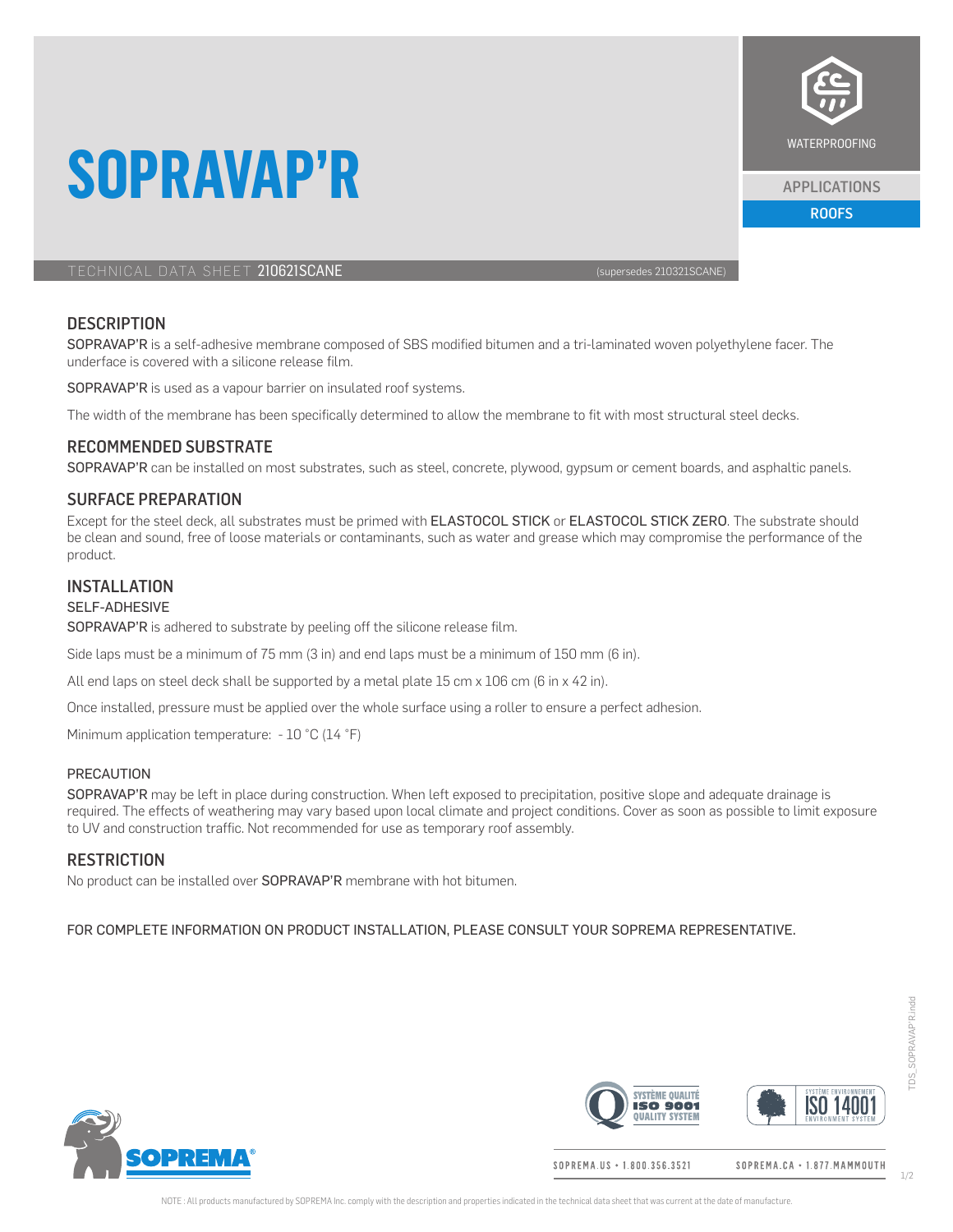# SOPRAVAP'R

WATERPROOFING

APPLICATIONS

ROOFS

TECHNICAL DATA SHEET **210621SCANE** (supersedes 210321SCANE)

## DESCRIPTION

SOPRAVAP'R is a self-adhesive membrane composed of SBS modified bitumen and a tri-laminated woven polyethylene facer. The underface is covered with a silicone release film.

SOPRAVAP'R is used as a vapour barrier on insulated roof systems.

The width of the membrane has been specifically determined to allow the membrane to fit with most structural steel decks.

## RECOMMENDED SUBSTRATE

SOPRAVAP'R can be installed on most substrates, such as steel, concrete, plywood, gypsum or cement boards, and asphaltic panels.

## SURFACE PREPARATION

Except for the steel deck, all substrates must be primed with ELASTOCOL STICK or ELASTOCOL STICK ZERO. The substrate should be clean and sound, free of loose materials or contaminants, such as water and grease which may compromise the performance of the product.

## INSTALLATION

### SELF-ADHESIVE

SOPRAVAP'R is adhered to substrate by peeling off the silicone release film.

Side laps must be a minimum of 75 mm (3 in) and end laps must be a minimum of 150 mm (6 in).

All end laps on steel deck shall be supported by a metal plate 15 cm x 106 cm (6 in x 42 in).

Once installed, pressure must be applied over the whole surface using a roller to ensure a perfect adhesion.

Minimum application temperature: - 10 °C (14 °F)

### PRECAUTION

SOPRAVAP'R may be left in place during construction. When left exposed to precipitation, positive slope and adequate drainage is required. The effects of weathering may vary based upon local climate and project conditions. Cover as soon as possible to limit exposure to UV and construction traffic. Not recommended for use as temporary roof assembly.

## RESTRICTION

No product can be installed over SOPRAVAP'R membrane with hot bitumen.

FOR COMPLETE INFORMATION ON PRODUCT INSTALLATION, PLEASE CONSULT YOUR SOPREMA REPRESENTATIVE.

SOPREMA.US • 1.800.356.3521 SOPREMA.CA • 1.877.MAMMOUTH

NOTE : All products manufactured by SOPREMA Inc. comply with the description and properties indicated in the technical data sheet that was current at the date of manufacture.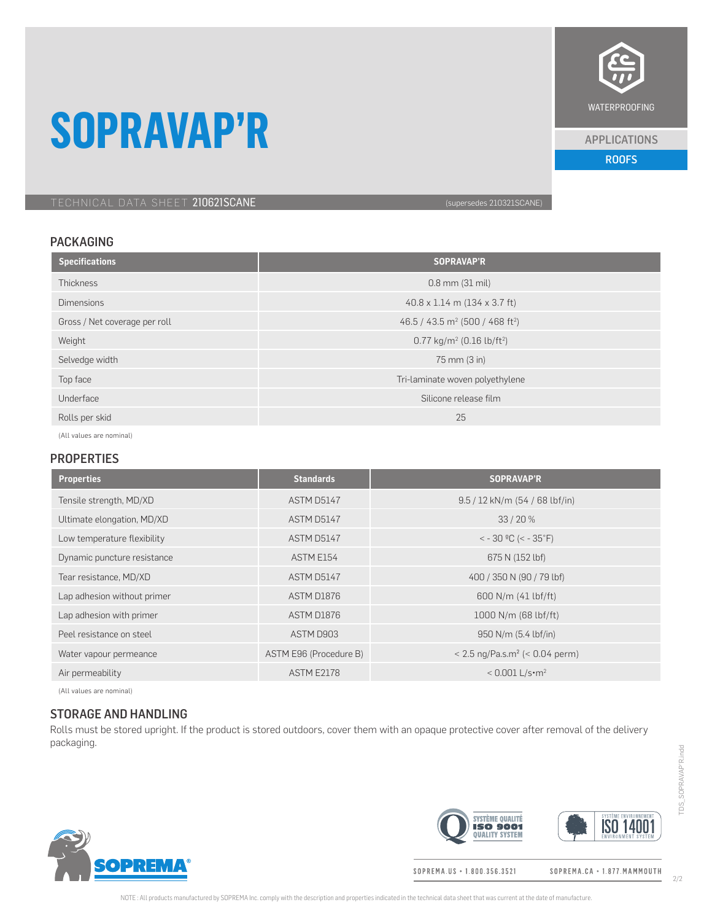# SOPRAVAP'R

WATERPROOFING

APPLICATIONS

ROOFS

TECHNICAL DATA SHEET 210621SCANE (supersedes 210321SCANE)

## PACKAGING

| Specifications | SOPRAVAP'R |
|---|---|
| Thickness | 0.8 mm (31 mil) |
| Dimensions | 40.8 x 1.14 m (134 x 3.7 ft) |
| Gross / Net coverage per roll | 46.5 / 43.5 m² (500 / 468 ft²) |
| Weight | 0.77 kg/m² (0.16 lb/ft²) |
| Selvedge width | 75 mm (3 in) |
| Top face | Tri-laminate woven polyethylene |
| Underface | Silicone release film |
| Rolls per skid | 25 |

(All values are nominal)

## PROPERTIES

| Properties | Standards | SOPRAVAP'R |
|---|---|---|
| Tensile strength, MD/XD | ASTM D5147 | 9.5 / 12 kN/m (54 / 68 lbf/in) |
| Ultimate elongation, MD/XD | ASTM D5147 | 33 / 20 % |
| Low temperature flexibility | ASTM D5147 | < - 30 ºC (< - 35°F) |
| Dynamic puncture resistance | ASTM E154 | 675 N (152 lbf) |
| Tear resistance, MD/XD | ASTM D5147 | 400 / 350 N (90 / 79 lbf) |
| Lap adhesion without primer | ASTM D1876 | 600 N/m (41 lbf/ft) |
| Lap adhesion with primer | ASTM D1876 | 1000 N/m (68 lbf/ft) |
| Peel resistance on steel | ASTM D903 | 950 N/m (5.4 lbf/in) |
| Water vapour permeance | ASTM E96 (Procedure B) | < 2.5 ng/Pa.s.m² (< 0.04 perm) |
| Air permeability | ASTM E2178 | < 0.001 L/s•m² |

(All values are nominal)

## STORAGE AND HANDLING

Rolls must be stored upright. If the product is stored outdoors, cover them with an opaque protective cover after removal of the delivery packaging.

SYSTÈME QUALITÉ ISO 9001 QUALITY SYSTEM

SYSTÈME ENVIRONNEMENT ISO 14001 ENVIRONMENT SYSTEM

SOPREMA

SOPREMA.US • 1.800.356.3521 SOPREMA.CA • 1.877.MAMMOUTH

NOTE : All products manufactured by SOPREMA Inc. comply with the description and properties indicated in the technical data sheet that was current at the date of manufacture.